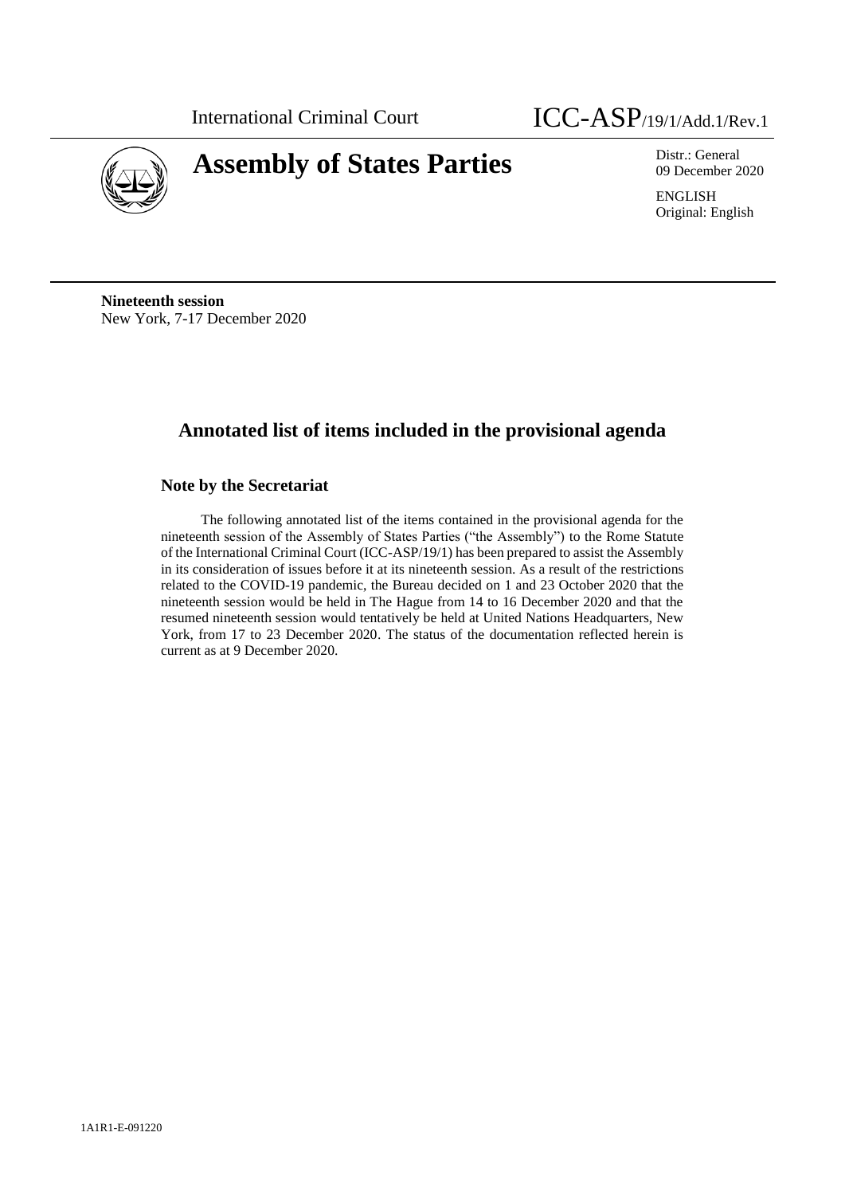International Criminal Court ICC-ASP/19/1/Add.1/Rev.1

# Assembly of States Parties

Distr.: General
09 December 2020

ENGLISH
Original: English

**Nineteenth session**
New York, 7-17 December 2020

## Annotated list of items included in the provisional agenda

### Note by the Secretariat

The following annotated list of the items contained in the provisional agenda for the nineteenth session of the Assembly of States Parties ("the Assembly") to the Rome Statute of the International Criminal Court (ICC-ASP/19/1) has been prepared to assist the Assembly in its consideration of issues before it at its nineteenth session. As a result of the restrictions related to the COVID-19 pandemic, the Bureau decided on 1 and 23 October 2020 that the nineteenth session would be held in The Hague from 14 to 16 December 2020 and that the resumed nineteenth session would tentatively be held at United Nations Headquarters, New York, from 17 to 23 December 2020. The status of the documentation reflected herein is current as at 9 December 2020.

1A1R1-E-091220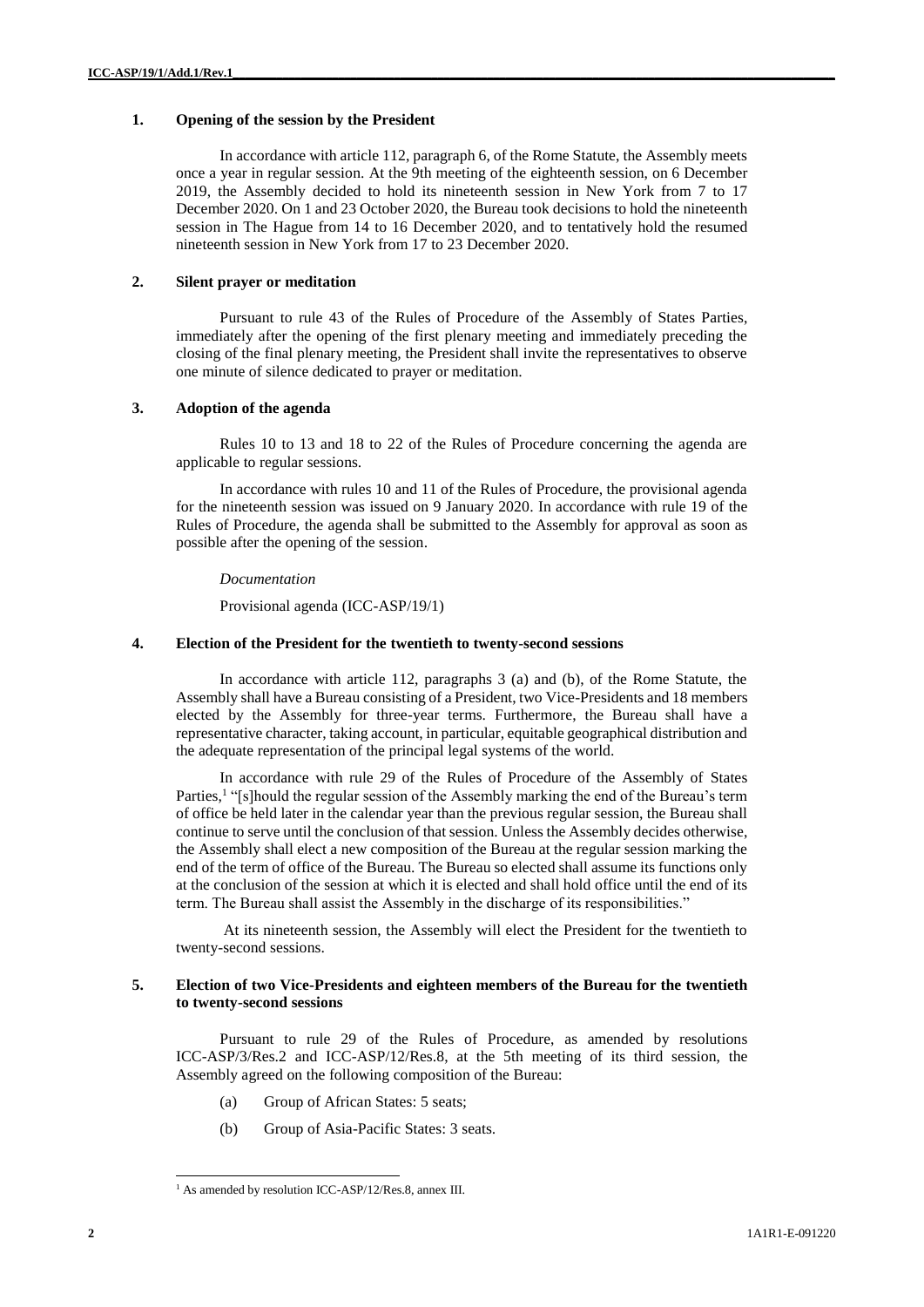### 1. Opening of the session by the President

In accordance with article 112, paragraph 6, of the Rome Statute, the Assembly meets once a year in regular session. At the 9th meeting of the eighteenth session, on 6 December 2019, the Assembly decided to hold its nineteenth session in New York from 7 to 17 December 2020. On 1 and 23 October 2020, the Bureau took decisions to hold the nineteenth session in The Hague from 14 to 16 December 2020, and to tentatively hold the resumed nineteenth session in New York from 17 to 23 December 2020.

### 2. Silent prayer or meditation

Pursuant to rule 43 of the Rules of Procedure of the Assembly of States Parties, immediately after the opening of the first plenary meeting and immediately preceding the closing of the final plenary meeting, the President shall invite the representatives to observe one minute of silence dedicated to prayer or meditation.

### 3. Adoption of the agenda

Rules 10 to 13 and 18 to 22 of the Rules of Procedure concerning the agenda are applicable to regular sessions.

In accordance with rules 10 and 11 of the Rules of Procedure, the provisional agenda for the nineteenth session was issued on 9 January 2020. In accordance with rule 19 of the Rules of Procedure, the agenda shall be submitted to the Assembly for approval as soon as possible after the opening of the session.

*Documentation*

Provisional agenda (ICC-ASP/19/1)

### 4. Election of the President for the twentieth to twenty-second sessions

In accordance with article 112, paragraphs 3 (a) and (b), of the Rome Statute, the Assembly shall have a Bureau consisting of a President, two Vice-Presidents and 18 members elected by the Assembly for three-year terms. Furthermore, the Bureau shall have a representative character, taking account, in particular, equitable geographical distribution and the adequate representation of the principal legal systems of the world.

In accordance with rule 29 of the Rules of Procedure of the Assembly of States Parties,[1] "[s]hould the regular session of the Assembly marking the end of the Bureau's term of office be held later in the calendar year than the previous regular session, the Bureau shall continue to serve until the conclusion of that session. Unless the Assembly decides otherwise, the Assembly shall elect a new composition of the Bureau at the regular session marking the end of the term of office of the Bureau. The Bureau so elected shall assume its functions only at the conclusion of the session at which it is elected and shall hold office until the end of its term. The Bureau shall assist the Assembly in the discharge of its responsibilities."

At its nineteenth session, the Assembly will elect the President for the twentieth to twenty-second sessions.

### 5. Election of two Vice-Presidents and eighteen members of the Bureau for the twentieth to twenty-second sessions

Pursuant to rule 29 of the Rules of Procedure, as amended by resolutions ICC-ASP/3/Res.2 and ICC-ASP/12/Res.8, at the 5th meeting of its third session, the Assembly agreed on the following composition of the Bureau:

(a) Group of African States: 5 seats;

(b) Group of Asia-Pacific States: 3 seats.

[1] As amended by resolution ICC-ASP/12/Res.8, annex III.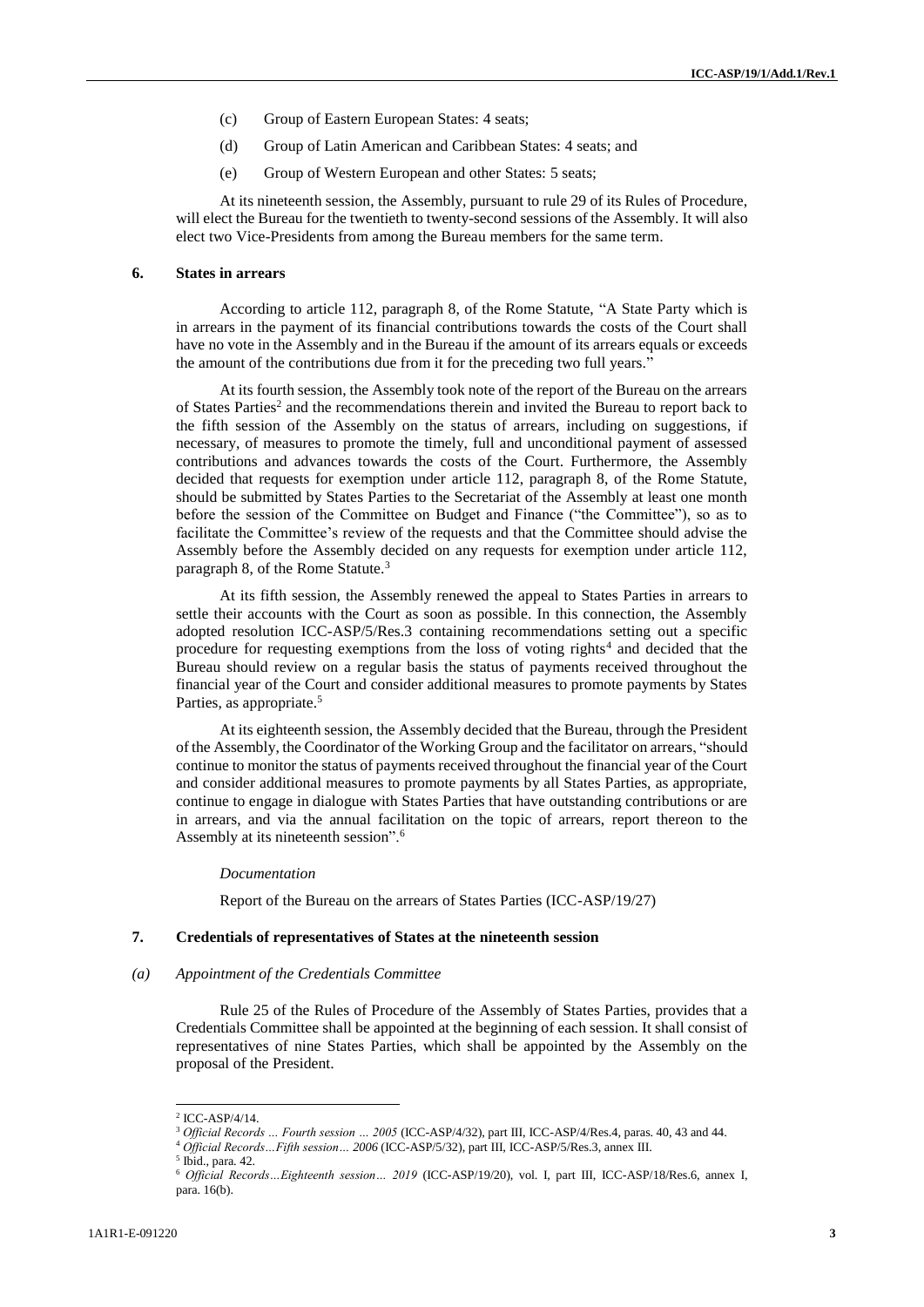(c) Group of Eastern European States: 4 seats;

(d) Group of Latin American and Caribbean States: 4 seats; and

(e) Group of Western European and other States: 5 seats;

At its nineteenth session, the Assembly, pursuant to rule 29 of its Rules of Procedure, will elect the Bureau for the twentieth to twenty-second sessions of the Assembly. It will also elect two Vice-Presidents from among the Bureau members for the same term.

## 6. States in arrears

According to article 112, paragraph 8, of the Rome Statute, "A State Party which is in arrears in the payment of its financial contributions towards the costs of the Court shall have no vote in the Assembly and in the Bureau if the amount of its arrears equals or exceeds the amount of the contributions due from it for the preceding two full years."

At its fourth session, the Assembly took note of the report of the Bureau on the arrears of States Parties[2] and the recommendations therein and invited the Bureau to report back to the fifth session of the Assembly on the status of arrears, including on suggestions, if necessary, of measures to promote the timely, full and unconditional payment of assessed contributions and advances towards the costs of the Court. Furthermore, the Assembly decided that requests for exemption under article 112, paragraph 8, of the Rome Statute, should be submitted by States Parties to the Secretariat of the Assembly at least one month before the session of the Committee on Budget and Finance ("the Committee"), so as to facilitate the Committee's review of the requests and that the Committee should advise the Assembly before the Assembly decided on any requests for exemption under article 112, paragraph 8, of the Rome Statute.[3]

At its fifth session, the Assembly renewed the appeal to States Parties in arrears to settle their accounts with the Court as soon as possible. In this connection, the Assembly adopted resolution ICC-ASP/5/Res.3 containing recommendations setting out a specific procedure for requesting exemptions from the loss of voting rights[4] and decided that the Bureau should review on a regular basis the status of payments received throughout the financial year of the Court and consider additional measures to promote payments by States Parties, as appropriate.[5]

At its eighteenth session, the Assembly decided that the Bureau, through the President of the Assembly, the Coordinator of the Working Group and the facilitator on arrears, "should continue to monitor the status of payments received throughout the financial year of the Court and consider additional measures to promote payments by all States Parties, as appropriate, continue to engage in dialogue with States Parties that have outstanding contributions or are in arrears, and via the annual facilitation on the topic of arrears, report thereon to the Assembly at its nineteenth session".[6]

*Documentation*

Report of the Bureau on the arrears of States Parties (ICC-ASP/19/27)

## 7. Credentials of representatives of States at the nineteenth session

### *(a) Appointment of the Credentials Committee*

Rule 25 of the Rules of Procedure of the Assembly of States Parties, provides that a Credentials Committee shall be appointed at the beginning of each session. It shall consist of representatives of nine States Parties, which shall be appointed by the Assembly on the proposal of the President.

---

[2] ICC-ASP/4/14.

[3] *Official Records … Fourth session … 2005* (ICC-ASP/4/32), part III, ICC-ASP/4/Res.4, paras. 40, 43 and 44.

[4] *Official Records…Fifth session… 2006* (ICC-ASP/5/32), part III, ICC-ASP/5/Res.3, annex III.

[5] Ibid., para. 42.

[6] *Official Records…Eighteenth session… 2019* (ICC-ASP/19/20), vol. I, part III, ICC-ASP/18/Res.6, annex I, para. 16(b).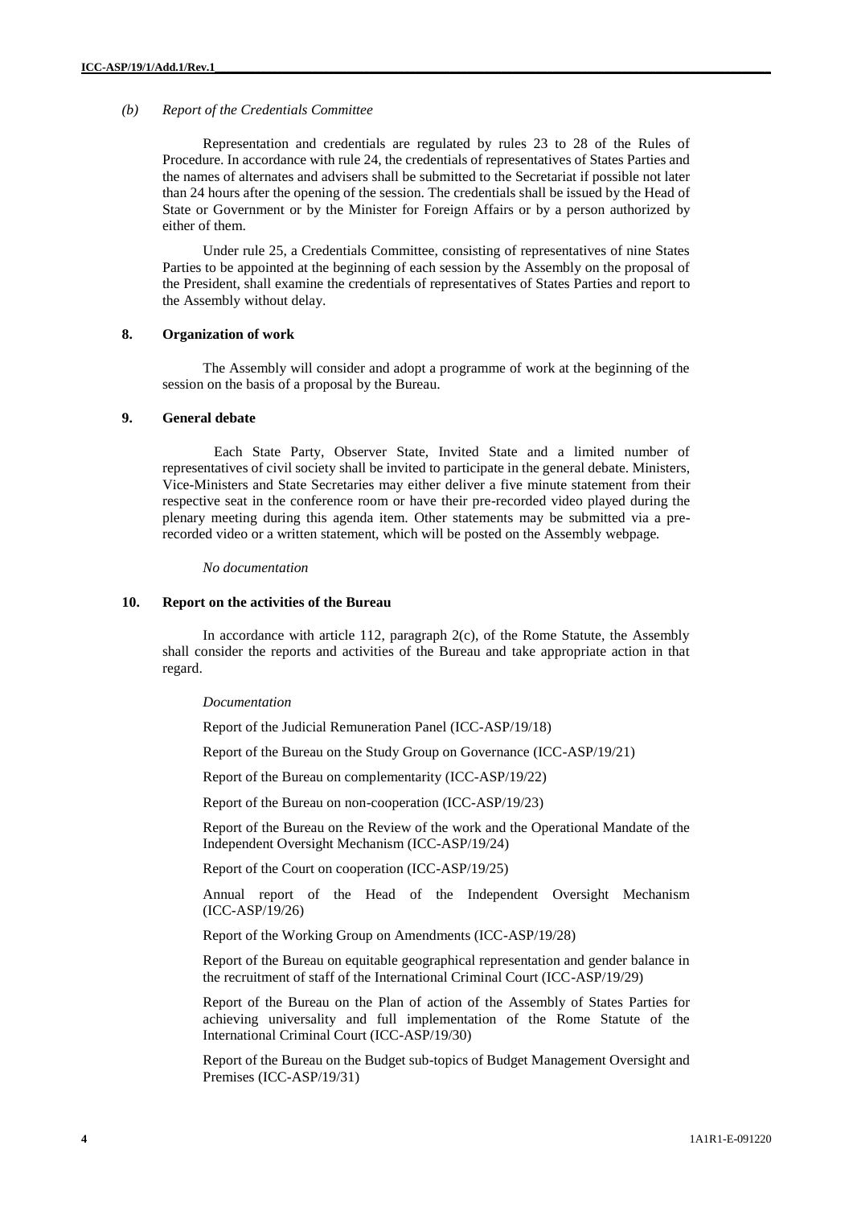*(b) Report of the Credentials Committee*

Representation and credentials are regulated by rules 23 to 28 of the Rules of Procedure. In accordance with rule 24, the credentials of representatives of States Parties and the names of alternates and advisers shall be submitted to the Secretariat if possible not later than 24 hours after the opening of the session. The credentials shall be issued by the Head of State or Government or by the Minister for Foreign Affairs or by a person authorized by either of them.

Under rule 25, a Credentials Committee, consisting of representatives of nine States Parties to be appointed at the beginning of each session by the Assembly on the proposal of the President, shall examine the credentials of representatives of States Parties and report to the Assembly without delay.

## 8. Organization of work

The Assembly will consider and adopt a programme of work at the beginning of the session on the basis of a proposal by the Bureau.

## 9. General debate

Each State Party, Observer State, Invited State and a limited number of representatives of civil society shall be invited to participate in the general debate. Ministers, Vice-Ministers and State Secretaries may either deliver a five minute statement from their respective seat in the conference room or have their pre-recorded video played during the plenary meeting during this agenda item. Other statements may be submitted via a pre-recorded video or a written statement, which will be posted on the Assembly webpage.

*No documentation*

## 10. Report on the activities of the Bureau

In accordance with article 112, paragraph 2(c), of the Rome Statute, the Assembly shall consider the reports and activities of the Bureau and take appropriate action in that regard.

*Documentation*

Report of the Judicial Remuneration Panel (ICC-ASP/19/18)

Report of the Bureau on the Study Group on Governance (ICC-ASP/19/21)

Report of the Bureau on complementarity (ICC-ASP/19/22)

Report of the Bureau on non-cooperation (ICC-ASP/19/23)

Report of the Bureau on the Review of the work and the Operational Mandate of the Independent Oversight Mechanism (ICC-ASP/19/24)

Report of the Court on cooperation (ICC-ASP/19/25)

Annual report of the Head of the Independent Oversight Mechanism (ICC-ASP/19/26)

Report of the Working Group on Amendments (ICC-ASP/19/28)

Report of the Bureau on equitable geographical representation and gender balance in the recruitment of staff of the International Criminal Court (ICC-ASP/19/29)

Report of the Bureau on the Plan of action of the Assembly of States Parties for achieving universality and full implementation of the Rome Statute of the International Criminal Court (ICC-ASP/19/30)

Report of the Bureau on the Budget sub-topics of Budget Management Oversight and Premises (ICC-ASP/19/31)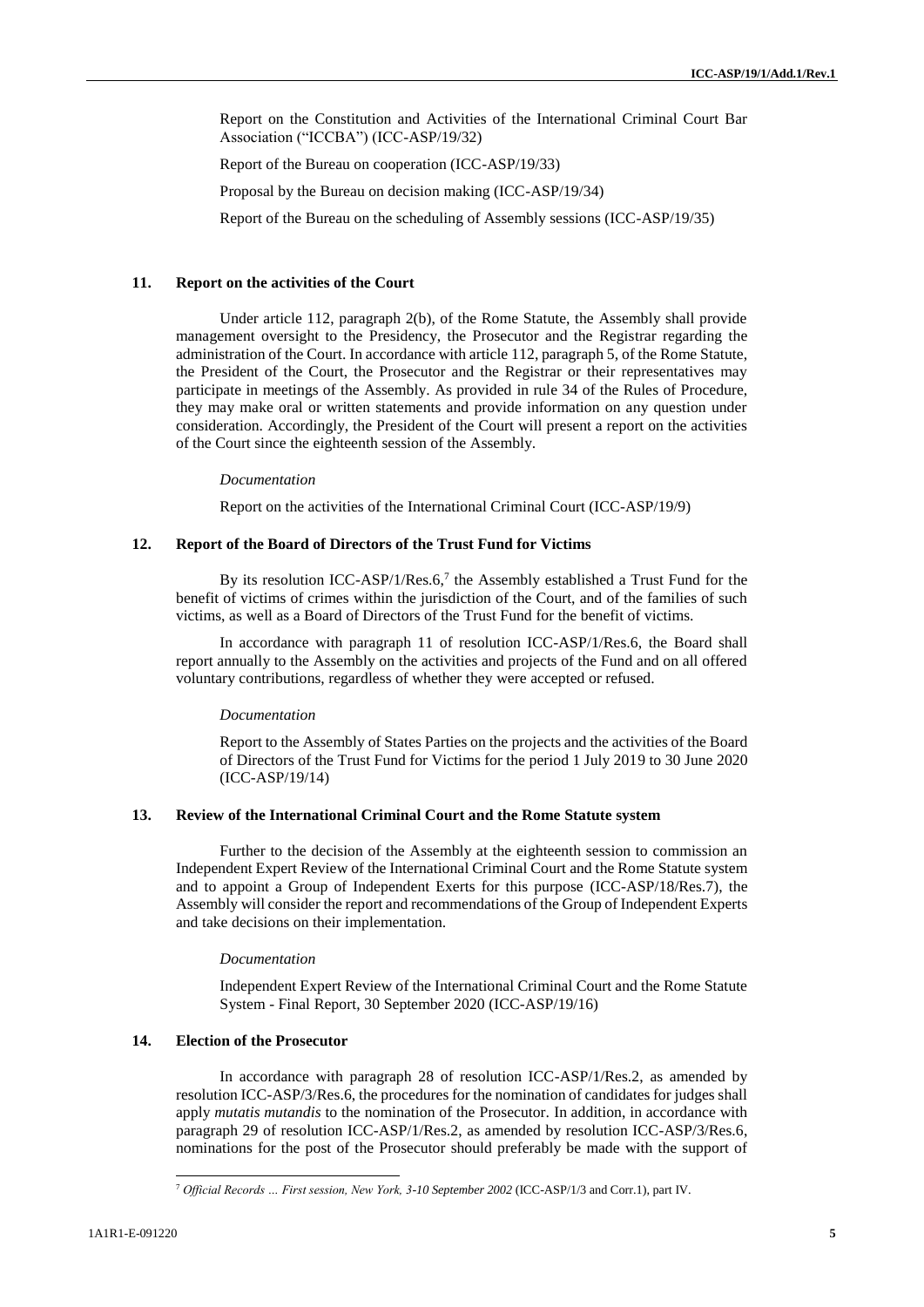Report on the Constitution and Activities of the International Criminal Court Bar Association ("ICCBA") (ICC-ASP/19/32)

Report of the Bureau on cooperation (ICC-ASP/19/33)

Proposal by the Bureau on decision making (ICC-ASP/19/34)

Report of the Bureau on the scheduling of Assembly sessions (ICC-ASP/19/35)

### 11. Report on the activities of the Court

Under article 112, paragraph 2(b), of the Rome Statute, the Assembly shall provide management oversight to the Presidency, the Prosecutor and the Registrar regarding the administration of the Court. In accordance with article 112, paragraph 5, of the Rome Statute, the President of the Court, the Prosecutor and the Registrar or their representatives may participate in meetings of the Assembly. As provided in rule 34 of the Rules of Procedure, they may make oral or written statements and provide information on any question under consideration. Accordingly, the President of the Court will present a report on the activities of the Court since the eighteenth session of the Assembly.

*Documentation*

Report on the activities of the International Criminal Court (ICC-ASP/19/9)

### 12. Report of the Board of Directors of the Trust Fund for Victims

By its resolution ICC-ASP/1/Res.6,[7] the Assembly established a Trust Fund for the benefit of victims of crimes within the jurisdiction of the Court, and of the families of such victims, as well as a Board of Directors of the Trust Fund for the benefit of victims.

In accordance with paragraph 11 of resolution ICC-ASP/1/Res.6, the Board shall report annually to the Assembly on the activities and projects of the Fund and on all offered voluntary contributions, regardless of whether they were accepted or refused.

*Documentation*

Report to the Assembly of States Parties on the projects and the activities of the Board of Directors of the Trust Fund for Victims for the period 1 July 2019 to 30 June 2020 (ICC-ASP/19/14)

### 13. Review of the International Criminal Court and the Rome Statute system

Further to the decision of the Assembly at the eighteenth session to commission an Independent Expert Review of the International Criminal Court and the Rome Statute system and to appoint a Group of Independent Exerts for this purpose (ICC-ASP/18/Res.7), the Assembly will consider the report and recommendations of the Group of Independent Experts and take decisions on their implementation.

*Documentation*

Independent Expert Review of the International Criminal Court and the Rome Statute System - Final Report, 30 September 2020 (ICC-ASP/19/16)

### 14. Election of the Prosecutor

In accordance with paragraph 28 of resolution ICC-ASP/1/Res.2, as amended by resolution ICC-ASP/3/Res.6, the procedures for the nomination of candidates for judges shall apply *mutatis mutandis* to the nomination of the Prosecutor. In addition, in accordance with paragraph 29 of resolution ICC-ASP/1/Res.2, as amended by resolution ICC-ASP/3/Res.6, nominations for the post of the Prosecutor should preferably be made with the support of

---

[7] *Official Records … First session, New York, 3-10 September 2002* (ICC-ASP/1/3 and Corr.1), part IV.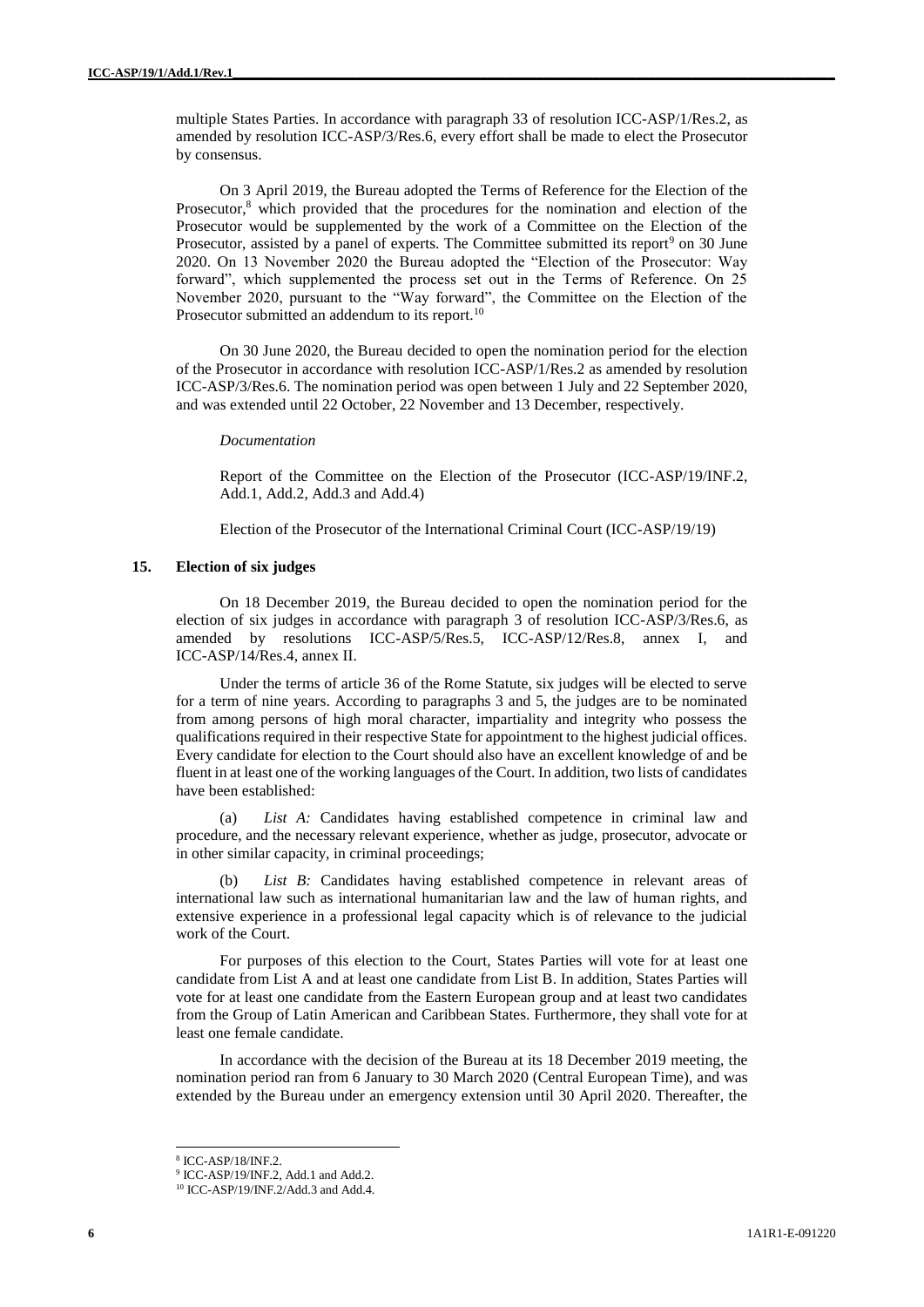multiple States Parties. In accordance with paragraph 33 of resolution ICC-ASP/1/Res.2, as amended by resolution ICC-ASP/3/Res.6, every effort shall be made to elect the Prosecutor by consensus.

On 3 April 2019, the Bureau adopted the Terms of Reference for the Election of the Prosecutor,[8] which provided that the procedures for the nomination and election of the Prosecutor would be supplemented by the work of a Committee on the Election of the Prosecutor, assisted by a panel of experts. The Committee submitted its report[9] on 30 June 2020. On 13 November 2020 the Bureau adopted the "Election of the Prosecutor: Way forward", which supplemented the process set out in the Terms of Reference. On 25 November 2020, pursuant to the "Way forward", the Committee on the Election of the Prosecutor submitted an addendum to its report.[10]

On 30 June 2020, the Bureau decided to open the nomination period for the election of the Prosecutor in accordance with resolution ICC-ASP/1/Res.2 as amended by resolution ICC-ASP/3/Res.6. The nomination period was open between 1 July and 22 September 2020, and was extended until 22 October, 22 November and 13 December, respectively.

*Documentation*

Report of the Committee on the Election of the Prosecutor (ICC-ASP/19/INF.2, Add.1, Add.2, Add.3 and Add.4)

Election of the Prosecutor of the International Criminal Court (ICC-ASP/19/19)

### 15. Election of six judges

On 18 December 2019, the Bureau decided to open the nomination period for the election of six judges in accordance with paragraph 3 of resolution ICC-ASP/3/Res.6, as amended by resolutions ICC-ASP/5/Res.5, ICC-ASP/12/Res.8, annex I, and ICC-ASP/14/Res.4, annex II.

Under the terms of article 36 of the Rome Statute, six judges will be elected to serve for a term of nine years. According to paragraphs 3 and 5, the judges are to be nominated from among persons of high moral character, impartiality and integrity who possess the qualifications required in their respective State for appointment to the highest judicial offices. Every candidate for election to the Court should also have an excellent knowledge of and be fluent in at least one of the working languages of the Court. In addition, two lists of candidates have been established:

(a) *List A:* Candidates having established competence in criminal law and procedure, and the necessary relevant experience, whether as judge, prosecutor, advocate or in other similar capacity, in criminal proceedings;

(b) *List B:* Candidates having established competence in relevant areas of international law such as international humanitarian law and the law of human rights, and extensive experience in a professional legal capacity which is of relevance to the judicial work of the Court.

For purposes of this election to the Court, States Parties will vote for at least one candidate from List A and at least one candidate from List B. In addition, States Parties will vote for at least one candidate from the Eastern European group and at least two candidates from the Group of Latin American and Caribbean States. Furthermore, they shall vote for at least one female candidate.

In accordance with the decision of the Bureau at its 18 December 2019 meeting, the nomination period ran from 6 January to 30 March 2020 (Central European Time), and was extended by the Bureau under an emergency extension until 30 April 2020. Thereafter, the

---

[8] ICC-ASP/18/INF.2.

[9] ICC-ASP/19/INF.2, Add.1 and Add.2.

[10] ICC-ASP/19/INF.2/Add.3 and Add.4.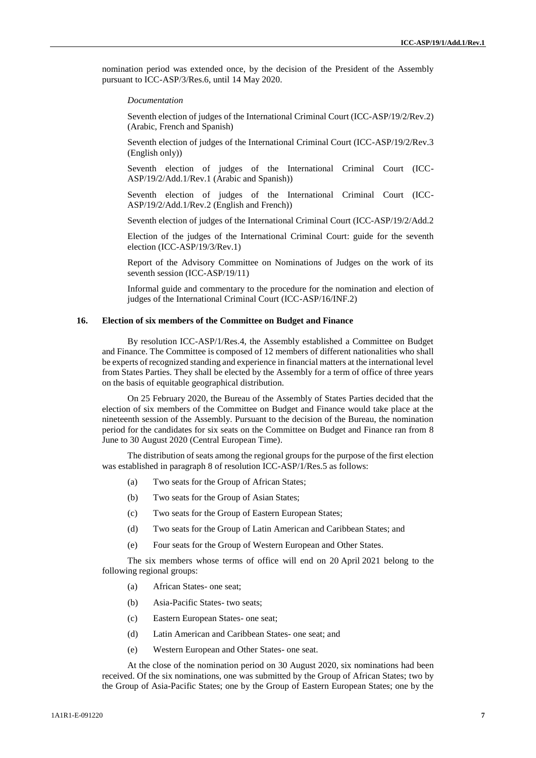nomination period was extended once, by the decision of the President of the Assembly pursuant to ICC-ASP/3/Res.6, until 14 May 2020.

*Documentation*

Seventh election of judges of the International Criminal Court (ICC-ASP/19/2/Rev.2) (Arabic, French and Spanish)

Seventh election of judges of the International Criminal Court (ICC-ASP/19/2/Rev.3 (English only))

Seventh election of judges of the International Criminal Court (ICC-ASP/19/2/Add.1/Rev.1 (Arabic and Spanish))

Seventh election of judges of the International Criminal Court (ICC-ASP/19/2/Add.1/Rev.2 (English and French))

Seventh election of judges of the International Criminal Court (ICC-ASP/19/2/Add.2

Election of the judges of the International Criminal Court: guide for the seventh election (ICC-ASP/19/3/Rev.1)

Report of the Advisory Committee on Nominations of Judges on the work of its seventh session (ICC-ASP/19/11)

Informal guide and commentary to the procedure for the nomination and election of judges of the International Criminal Court (ICC-ASP/16/INF.2)

## 16. Election of six members of the Committee on Budget and Finance

By resolution ICC-ASP/1/Res.4, the Assembly established a Committee on Budget and Finance. The Committee is composed of 12 members of different nationalities who shall be experts of recognized standing and experience in financial matters at the international level from States Parties. They shall be elected by the Assembly for a term of office of three years on the basis of equitable geographical distribution.

On 25 February 2020, the Bureau of the Assembly of States Parties decided that the election of six members of the Committee on Budget and Finance would take place at the nineteenth session of the Assembly. Pursuant to the decision of the Bureau, the nomination period for the candidates for six seats on the Committee on Budget and Finance ran from 8 June to 30 August 2020 (Central European Time).

The distribution of seats among the regional groups for the purpose of the first election was established in paragraph 8 of resolution ICC-ASP/1/Res.5 as follows:

(a) Two seats for the Group of African States;

(b) Two seats for the Group of Asian States;

(c) Two seats for the Group of Eastern European States;

(d) Two seats for the Group of Latin American and Caribbean States; and

(e) Four seats for the Group of Western European and Other States.

The six members whose terms of office will end on 20 April 2021 belong to the following regional groups:

(a) African States- one seat;

(b) Asia-Pacific States- two seats;

(c) Eastern European States- one seat;

(d) Latin American and Caribbean States- one seat; and

(e) Western European and Other States- one seat.

At the close of the nomination period on 30 August 2020, six nominations had been received. Of the six nominations, one was submitted by the Group of African States; two by the Group of Asia-Pacific States; one by the Group of Eastern European States; one by the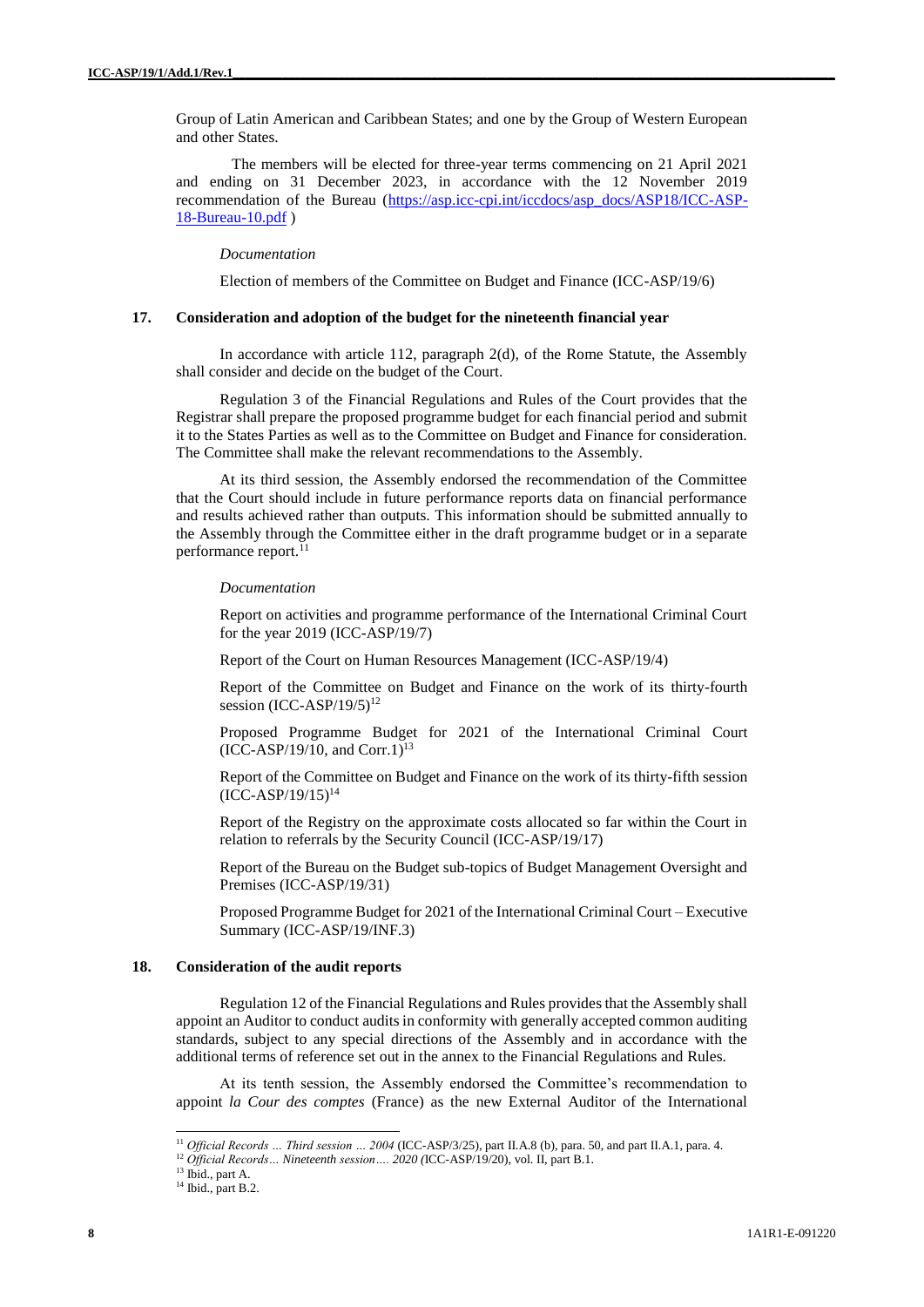Group of Latin American and Caribbean States; and one by the Group of Western European and other States.

The members will be elected for three-year terms commencing on 21 April 2021 and ending on 31 December 2023, in accordance with the 12 November 2019 recommendation of the Bureau (https://asp.icc-cpi.int/iccdocs/asp_docs/ASP18/ICC-ASP-18-Bureau-10.pdf )

*Documentation*

Election of members of the Committee on Budget and Finance (ICC-ASP/19/6)

### 17. Consideration and adoption of the budget for the nineteenth financial year

In accordance with article 112, paragraph 2(d), of the Rome Statute, the Assembly shall consider and decide on the budget of the Court.

Regulation 3 of the Financial Regulations and Rules of the Court provides that the Registrar shall prepare the proposed programme budget for each financial period and submit it to the States Parties as well as to the Committee on Budget and Finance for consideration. The Committee shall make the relevant recommendations to the Assembly.

At its third session, the Assembly endorsed the recommendation of the Committee that the Court should include in future performance reports data on financial performance and results achieved rather than outputs. This information should be submitted annually to the Assembly through the Committee either in the draft programme budget or in a separate performance report.[11]

*Documentation*

Report on activities and programme performance of the International Criminal Court for the year 2019 (ICC-ASP/19/7)

Report of the Court on Human Resources Management (ICC-ASP/19/4)

Report of the Committee on Budget and Finance on the work of its thirty-fourth session (ICC-ASP/19/5)[12]

Proposed Programme Budget for 2021 of the International Criminal Court (ICC-ASP/19/10, and Corr.1)[13]

Report of the Committee on Budget and Finance on the work of its thirty-fifth session (ICC-ASP/19/15)[14]

Report of the Registry on the approximate costs allocated so far within the Court in relation to referrals by the Security Council (ICC-ASP/19/17)

Report of the Bureau on the Budget sub-topics of Budget Management Oversight and Premises (ICC-ASP/19/31)

Proposed Programme Budget for 2021 of the International Criminal Court – Executive Summary (ICC-ASP/19/INF.3)

### 18. Consideration of the audit reports

Regulation 12 of the Financial Regulations and Rules provides that the Assembly shall appoint an Auditor to conduct audits in conformity with generally accepted common auditing standards, subject to any special directions of the Assembly and in accordance with the additional terms of reference set out in the annex to the Financial Regulations and Rules.

At its tenth session, the Assembly endorsed the Committee's recommendation to appoint *la Cour des comptes* (France) as the new External Auditor of the International

---

[11] *Official Records … Third session … 2004* (ICC-ASP/3/25), part II.A.8 (b), para. 50, and part II.A.1, para. 4.

[12] *Official Records… Nineteenth session…. 2020 (*ICC-ASP/19/20), vol. II, part B.1.

[13] Ibid., part A.

[14] Ibid., part B.2.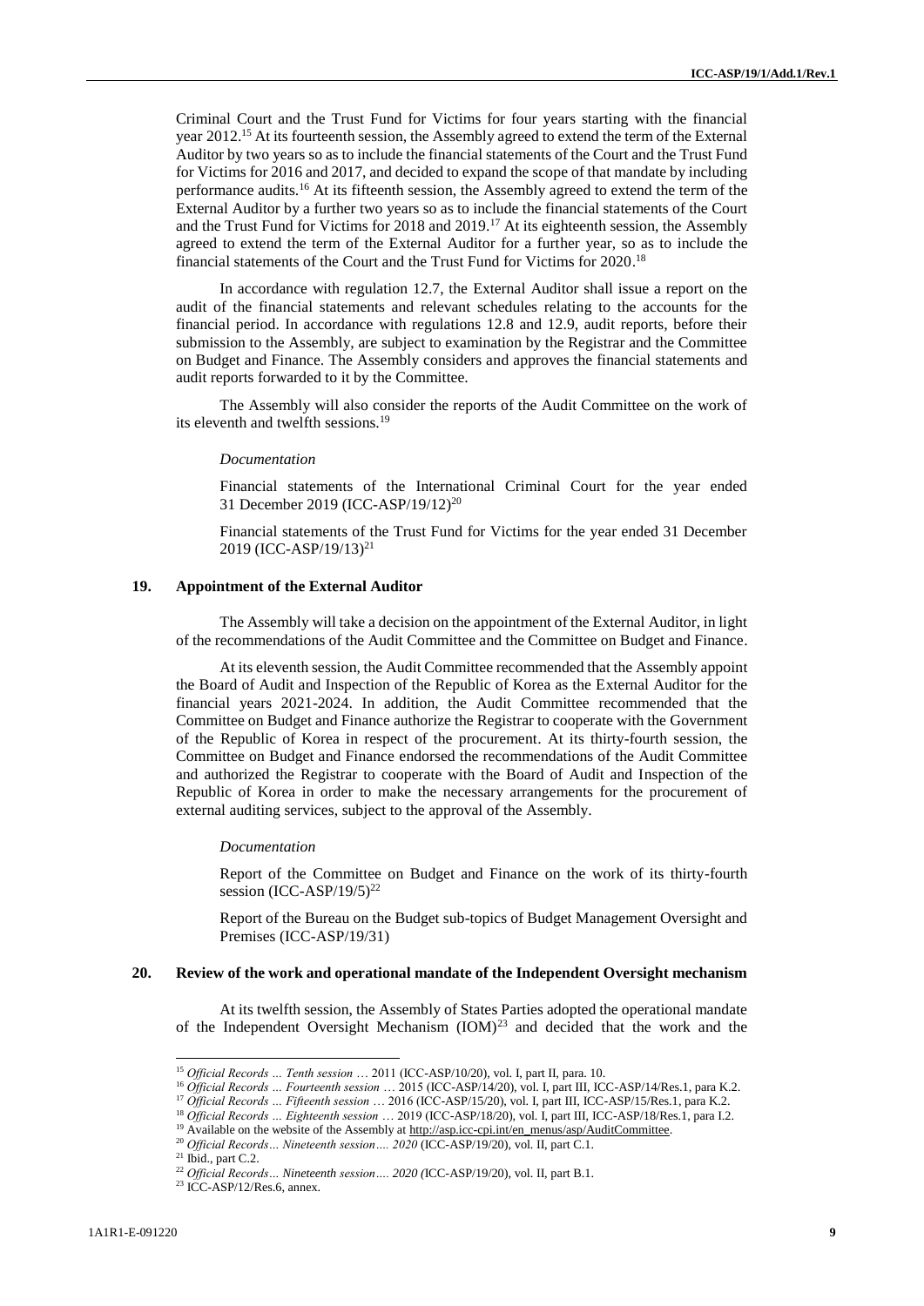Criminal Court and the Trust Fund for Victims for four years starting with the financial year 2012.[15] At its fourteenth session, the Assembly agreed to extend the term of the External Auditor by two years so as to include the financial statements of the Court and the Trust Fund for Victims for 2016 and 2017, and decided to expand the scope of that mandate by including performance audits.[16] At its fifteenth session, the Assembly agreed to extend the term of the External Auditor by a further two years so as to include the financial statements of the Court and the Trust Fund for Victims for 2018 and 2019.[17] At its eighteenth session, the Assembly agreed to extend the term of the External Auditor for a further year, so as to include the financial statements of the Court and the Trust Fund for Victims for 2020.[18]

In accordance with regulation 12.7, the External Auditor shall issue a report on the audit of the financial statements and relevant schedules relating to the accounts for the financial period. In accordance with regulations 12.8 and 12.9, audit reports, before their submission to the Assembly, are subject to examination by the Registrar and the Committee on Budget and Finance. The Assembly considers and approves the financial statements and audit reports forwarded to it by the Committee.

The Assembly will also consider the reports of the Audit Committee on the work of its eleventh and twelfth sessions.[19]

*Documentation*

Financial statements of the International Criminal Court for the year ended 31 December 2019 (ICC-ASP/19/12)[20]

Financial statements of the Trust Fund for Victims for the year ended 31 December 2019 (ICC-ASP/19/13)[21]

### 19. Appointment of the External Auditor

The Assembly will take a decision on the appointment of the External Auditor, in light of the recommendations of the Audit Committee and the Committee on Budget and Finance.

At its eleventh session, the Audit Committee recommended that the Assembly appoint the Board of Audit and Inspection of the Republic of Korea as the External Auditor for the financial years 2021-2024. In addition, the Audit Committee recommended that the Committee on Budget and Finance authorize the Registrar to cooperate with the Government of the Republic of Korea in respect of the procurement. At its thirty-fourth session, the Committee on Budget and Finance endorsed the recommendations of the Audit Committee and authorized the Registrar to cooperate with the Board of Audit and Inspection of the Republic of Korea in order to make the necessary arrangements for the procurement of external auditing services, subject to the approval of the Assembly.

*Documentation*

Report of the Committee on Budget and Finance on the work of its thirty-fourth session (ICC-ASP/19/5)[22]

Report of the Bureau on the Budget sub-topics of Budget Management Oversight and Premises (ICC-ASP/19/31)

### 20. Review of the work and operational mandate of the Independent Oversight mechanism

At its twelfth session, the Assembly of States Parties adopted the operational mandate of the Independent Oversight Mechanism (IOM)[23] and decided that the work and the

---

[15] *Official Records … Tenth session* … 2011 (ICC-ASP/10/20), vol. I, part II, para. 10.

[16] *Official Records … Fourteenth session* … 2015 (ICC-ASP/14/20), vol. I, part III, ICC-ASP/14/Res.1, para K.2.

[17] *Official Records … Fifteenth session* … 2016 (ICC-ASP/15/20), vol. I, part III, ICC-ASP/15/Res.1, para K.2.

[18] *Official Records … Eighteenth session* … 2019 (ICC-ASP/18/20), vol. I, part III, ICC-ASP/18/Res.1, para I.2.

[19] Available on the website of the Assembly at http://asp.icc-cpi.int/en_menus/asp/AuditCommittee.

[20] *Official Records… Nineteenth session…. 2020* (ICC-ASP/19/20), vol. II, part C.1.

[21] Ibid., part C.2.

[22] *Official Records… Nineteenth session…. 2020* (ICC-ASP/19/20), vol. II, part B.1.

[23] ICC-ASP/12/Res.6, annex.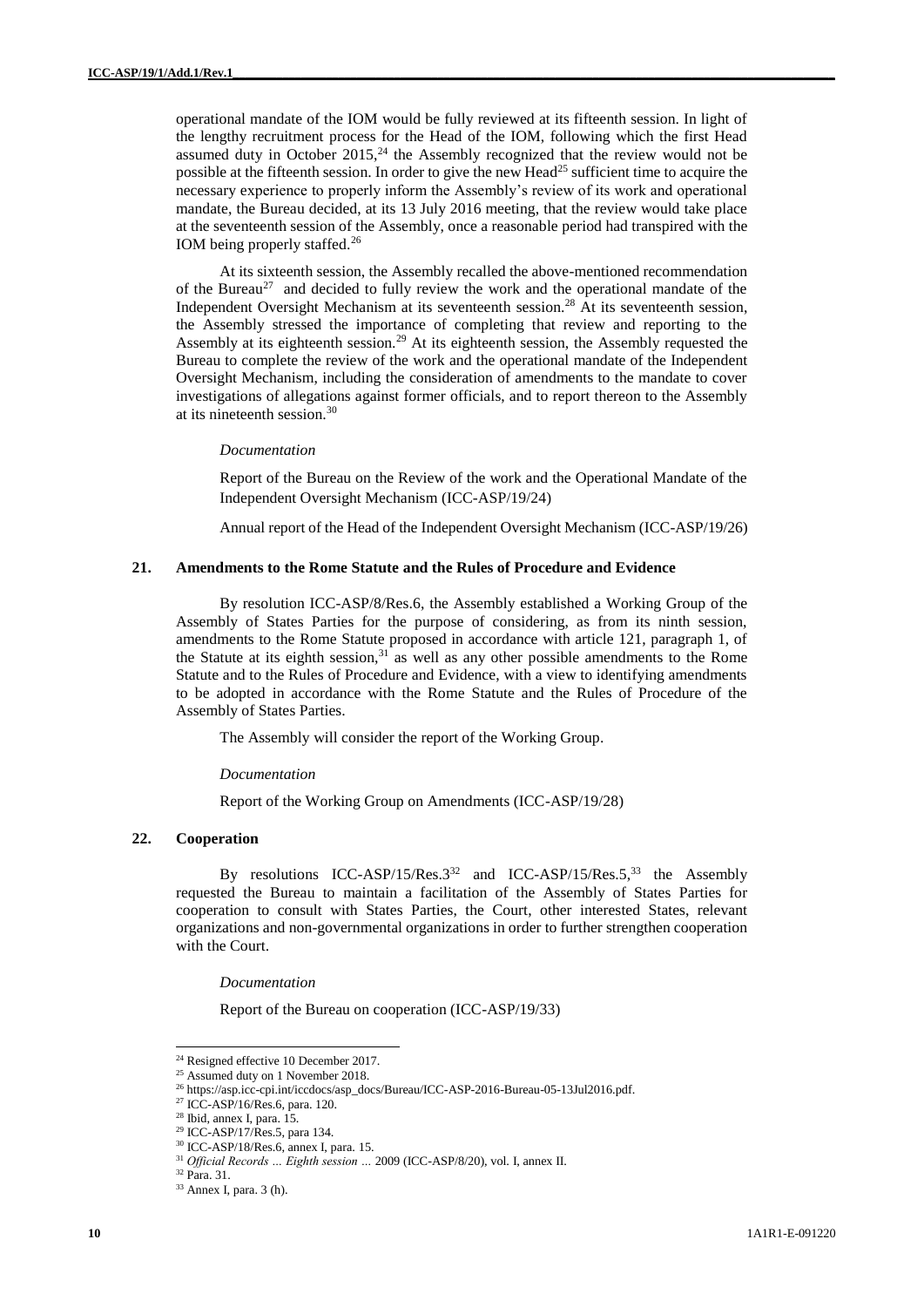operational mandate of the IOM would be fully reviewed at its fifteenth session. In light of the lengthy recruitment process for the Head of the IOM, following which the first Head assumed duty in October 2015,[24] the Assembly recognized that the review would not be possible at the fifteenth session. In order to give the new Head[25] sufficient time to acquire the necessary experience to properly inform the Assembly's review of its work and operational mandate, the Bureau decided, at its 13 July 2016 meeting, that the review would take place at the seventeenth session of the Assembly, once a reasonable period had transpired with the IOM being properly staffed.[26]

At its sixteenth session, the Assembly recalled the above-mentioned recommendation of the Bureau[27] and decided to fully review the work and the operational mandate of the Independent Oversight Mechanism at its seventeenth session.[28] At its seventeenth session, the Assembly stressed the importance of completing that review and reporting to the Assembly at its eighteenth session.[29] At its eighteenth session, the Assembly requested the Bureau to complete the review of the work and the operational mandate of the Independent Oversight Mechanism, including the consideration of amendments to the mandate to cover investigations of allegations against former officials, and to report thereon to the Assembly at its nineteenth session.[30]

*Documentation*

Report of the Bureau on the Review of the work and the Operational Mandate of the Independent Oversight Mechanism (ICC-ASP/19/24)

Annual report of the Head of the Independent Oversight Mechanism (ICC-ASP/19/26)

## 21. Amendments to the Rome Statute and the Rules of Procedure and Evidence

By resolution ICC-ASP/8/Res.6, the Assembly established a Working Group of the Assembly of States Parties for the purpose of considering, as from its ninth session, amendments to the Rome Statute proposed in accordance with article 121, paragraph 1, of the Statute at its eighth session,[31] as well as any other possible amendments to the Rome Statute and to the Rules of Procedure and Evidence, with a view to identifying amendments to be adopted in accordance with the Rome Statute and the Rules of Procedure of the Assembly of States Parties.

The Assembly will consider the report of the Working Group.

*Documentation*

Report of the Working Group on Amendments (ICC-ASP/19/28)

## 22. Cooperation

By resolutions ICC-ASP/15/Res.3[32] and ICC-ASP/15/Res.5,[33] the Assembly requested the Bureau to maintain a facilitation of the Assembly of States Parties for cooperation to consult with States Parties, the Court, other interested States, relevant organizations and non-governmental organizations in order to further strengthen cooperation with the Court.

*Documentation*

Report of the Bureau on cooperation (ICC-ASP/19/33)

---

[24] Resigned effective 10 December 2017.

[25] Assumed duty on 1 November 2018.

[26] https://asp.icc-cpi.int/iccdocs/asp_docs/Bureau/ICC-ASP-2016-Bureau-05-13Jul2016.pdf.

[27] ICC-ASP/16/Res.6, para. 120.

[28] Ibid, annex I, para. 15.

[29] ICC-ASP/17/Res.5, para 134.

[30] ICC-ASP/18/Res.6, annex I, para. 15.

[31] *Official Records … Eighth session …* 2009 (ICC-ASP/8/20), vol. I, annex II.

[32] Para. 31.

[33] Annex I, para. 3 (h).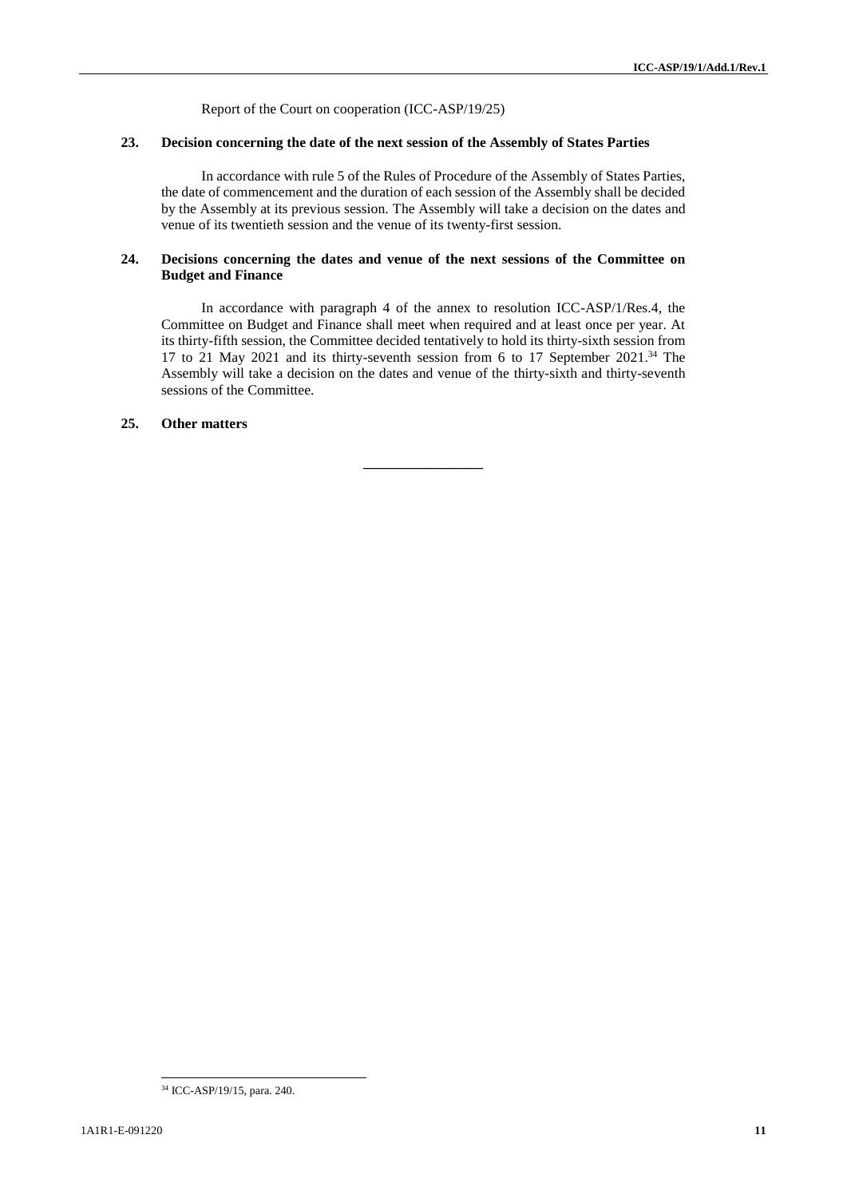Report of the Court on cooperation (ICC-ASP/19/25)

### 23. Decision concerning the date of the next session of the Assembly of States Parties

In accordance with rule 5 of the Rules of Procedure of the Assembly of States Parties, the date of commencement and the duration of each session of the Assembly shall be decided by the Assembly at its previous session. The Assembly will take a decision on the dates and venue of its twentieth session and the venue of its twenty-first session.

### 24. Decisions concerning the dates and venue of the next sessions of the Committee on Budget and Finance

In accordance with paragraph 4 of the annex to resolution ICC-ASP/1/Res.4, the Committee on Budget and Finance shall meet when required and at least once per year. At its thirty-fifth session, the Committee decided tentatively to hold its thirty-sixth session from 17 to 21 May 2021 and its thirty-seventh session from 6 to 17 September 2021.[34] The Assembly will take a decision on the dates and venue of the thirty-sixth and thirty-seventh sessions of the Committee.

### 25. Other matters

---

[34] ICC-ASP/19/15, para. 240.